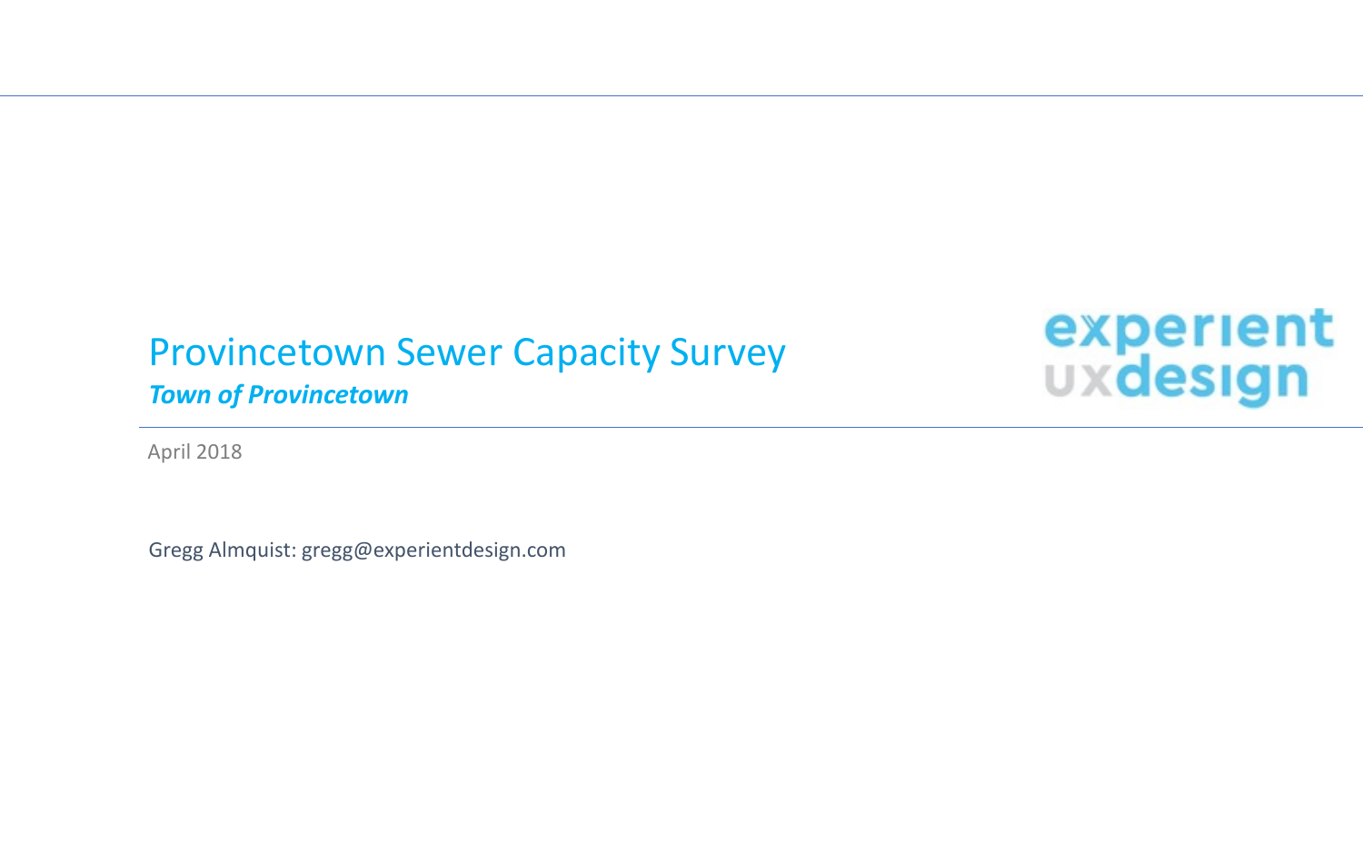# Provincetown Sewer Capacity Survey

***Town of Provincetown***

experient uxdesign

April 2018

Gregg Almquist: gregg@experientdesign.com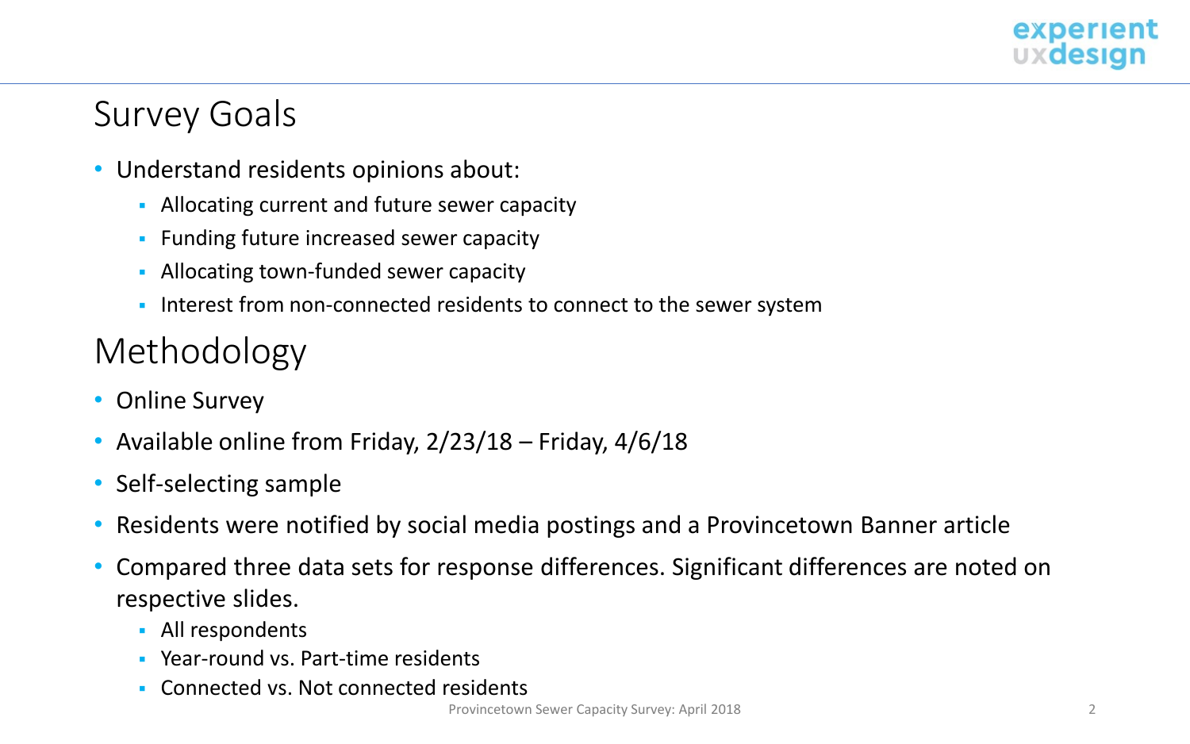## Survey Goals

- Understand residents opinions about:
  - Allocating current and future sewer capacity
  - Funding future increased sewer capacity
  - Allocating town-funded sewer capacity
  - Interest from non-connected residents to connect to the sewer system

## Methodology

- Online Survey
- Available online from Friday, 2/23/18 – Friday, 4/6/18
- Self-selecting sample
- Residents were notified by social media postings and a Provincetown Banner article
- Compared three data sets for response differences. Significant differences are noted on respective slides.
  - All respondents
  - Year-round vs. Part-time residents
  - Connected vs. Not connected residents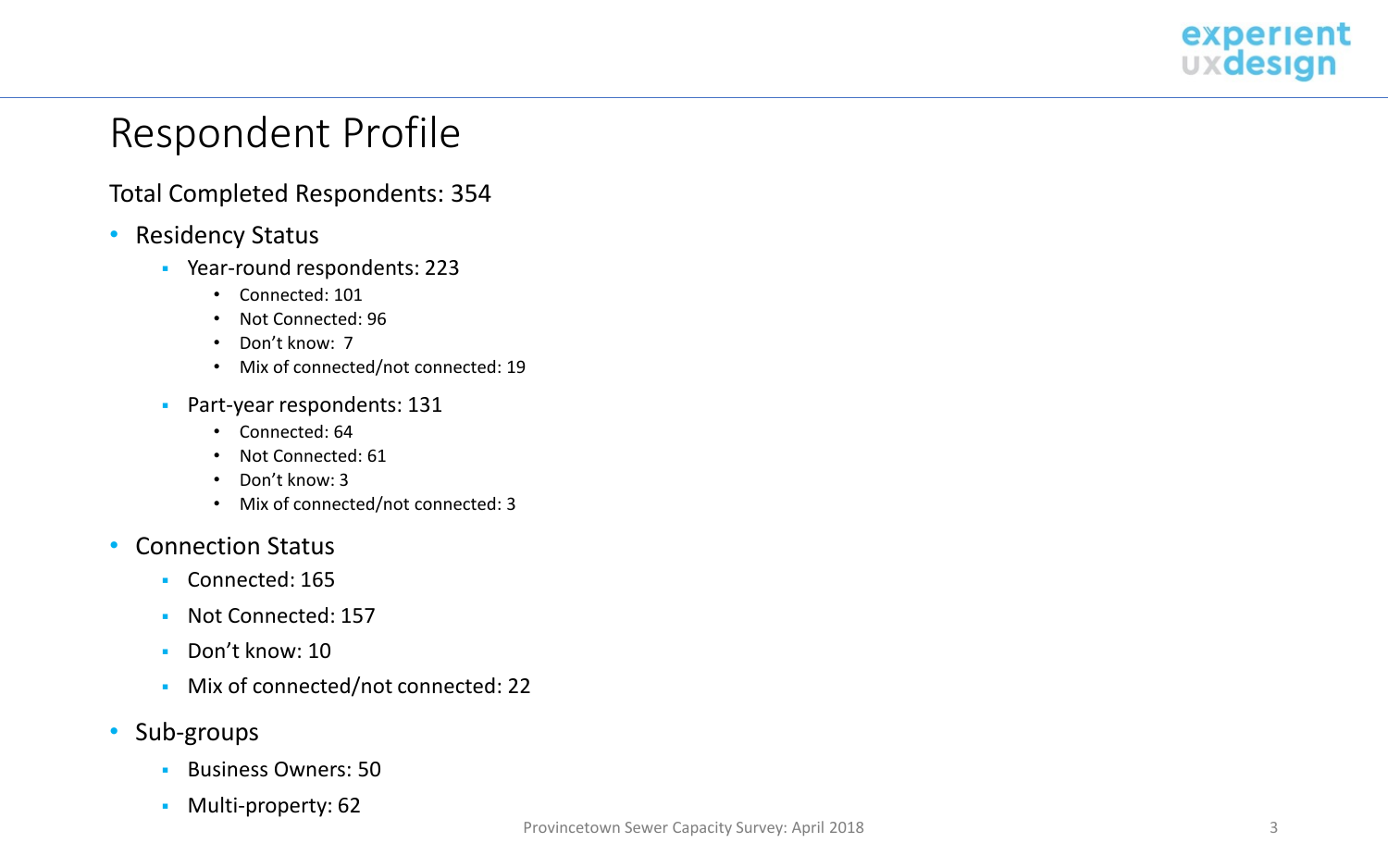# Respondent Profile

Total Completed Respondents: 354

- Residency Status
  - Year-round respondents: 223
    - Connected: 101
    - Not Connected: 96
    - Don't know: 7
    - Mix of connected/not connected: 19
  - Part-year respondents: 131
    - Connected: 64
    - Not Connected: 61
    - Don't know: 3
    - Mix of connected/not connected: 3
- Connection Status
  - Connected: 165
  - Not Connected: 157
  - Don't know: 10
  - Mix of connected/not connected: 22
- Sub-groups
  - Business Owners: 50
  - Multi-property: 62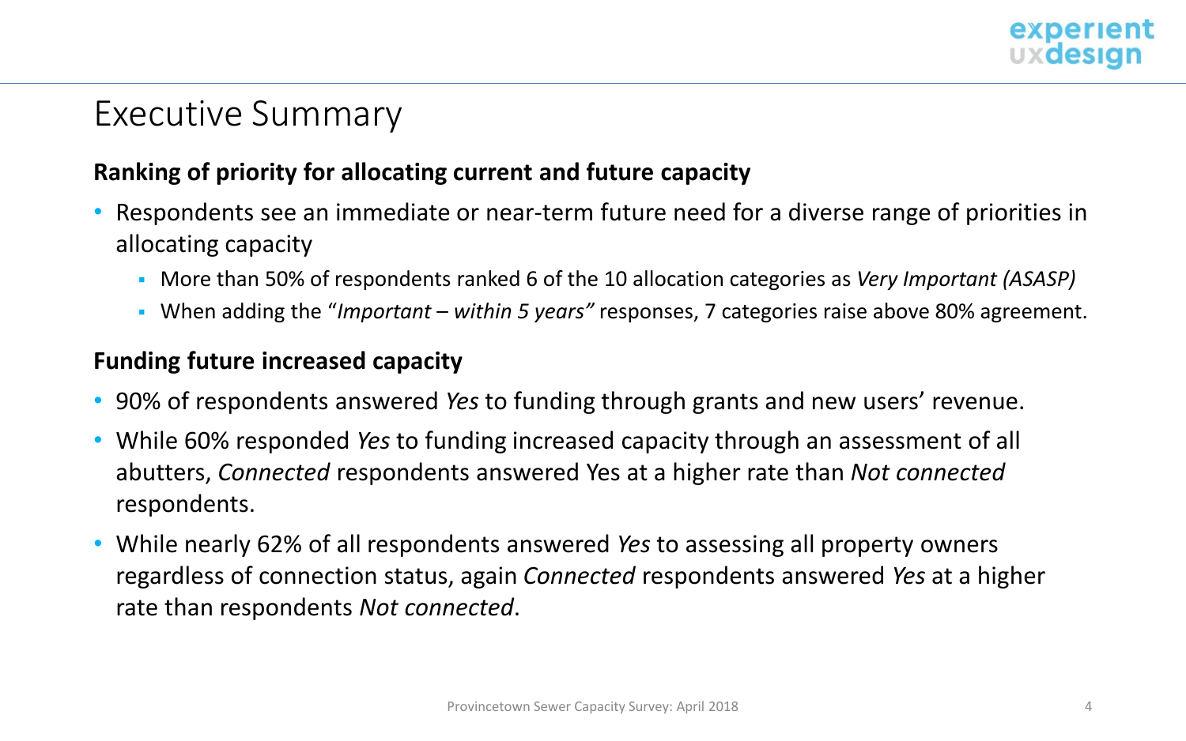# Executive Summary

**Ranking of priority for allocating current and future capacity**

- Respondents see an immediate or near-term future need for a diverse range of priorities in allocating capacity
  - More than 50% of respondents ranked 6 of the 10 allocation categories as *Very Important (ASASP)*
  - When adding the "*Important – within 5 years"* responses, 7 categories raise above 80% agreement.

**Funding future increased capacity**

- 90% of respondents answered *Yes* to funding through grants and new users' revenue.
- While 60% responded *Yes* to funding increased capacity through an assessment of all abutters, *Connected* respondents answered Yes at a higher rate than *Not connected* respondents.
- While nearly 62% of all respondents answered *Yes* to assessing all property owners regardless of connection status, again *Connected* respondents answered *Yes* at a higher rate than respondents *Not connected*.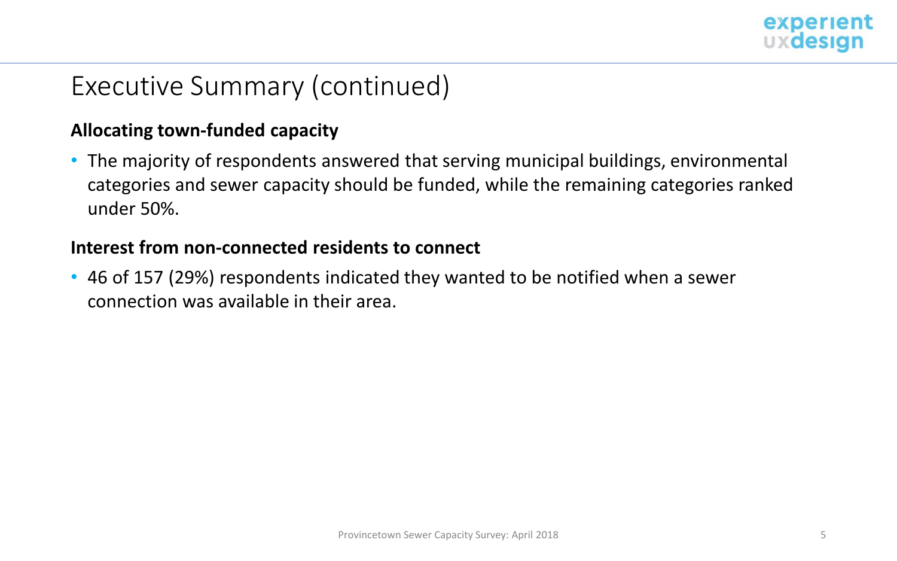# Executive Summary (continued)

**Allocating town-funded capacity**

- The majority of respondents answered that serving municipal buildings, environmental categories and sewer capacity should be funded, while the remaining categories ranked under 50%.

**Interest from non-connected residents to connect**

- 46 of 157 (29%) respondents indicated they wanted to be notified when a sewer connection was available in their area.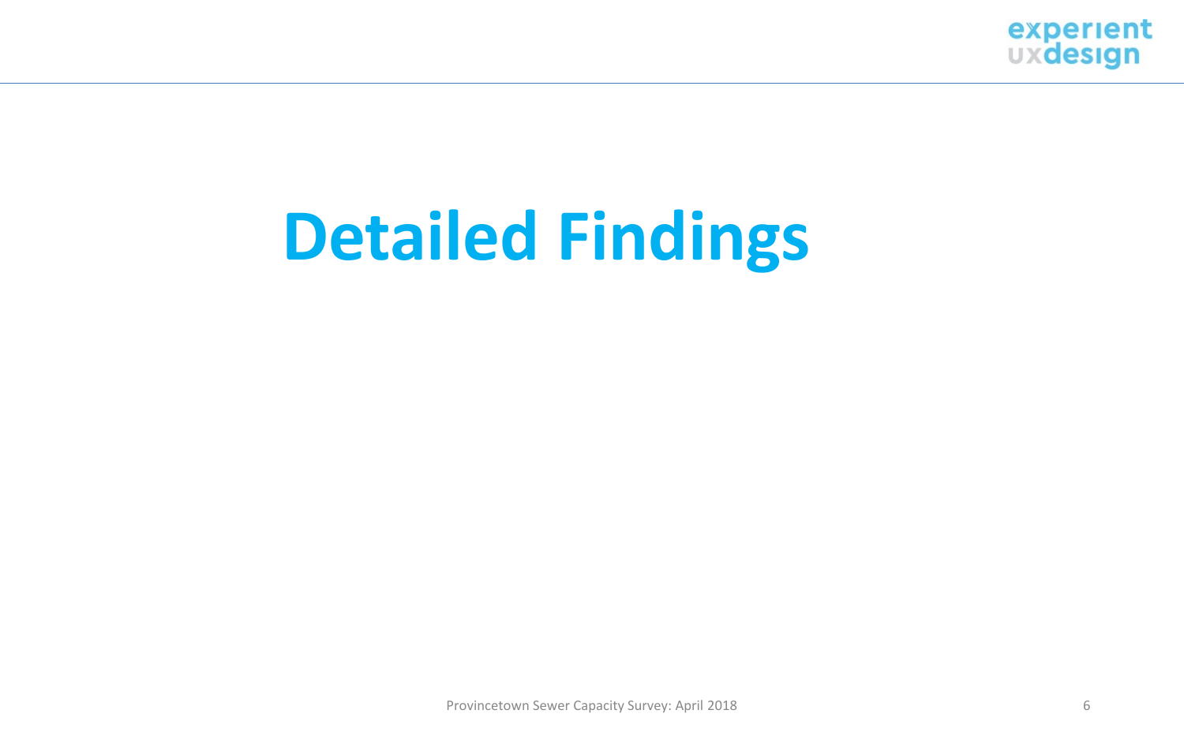# Detailed Findings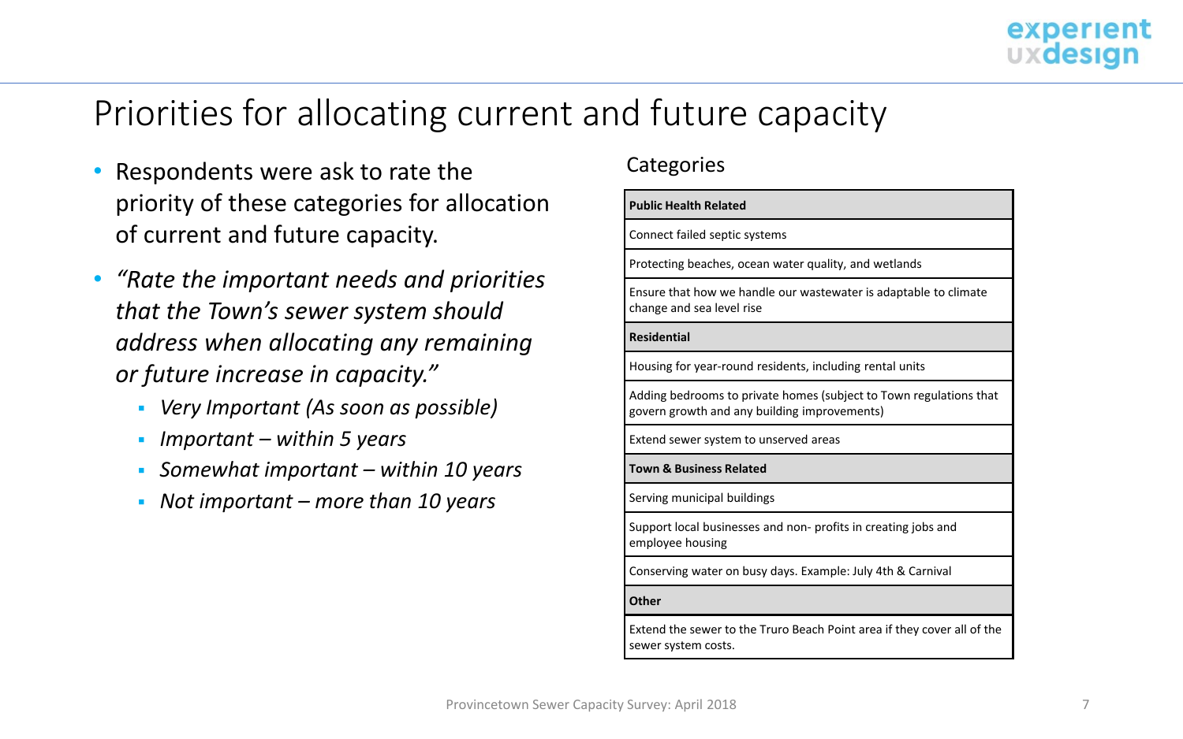# Priorities for allocating current and future capacity

- Respondents were ask to rate the priority of these categories for allocation of current and future capacity.
- *"Rate the important needs and priorities that the Town's sewer system should address when allocating any remaining or future increase in capacity."*
  - *Very Important (As soon as possible)*
  - *Important – within 5 years*
  - *Somewhat important – within 10 years*
  - *Not important – more than 10 years*

## Categories

| **Public Health Related** |
|---|
| Connect failed septic systems |
| Protecting beaches, ocean water quality, and wetlands |
| Ensure that how we handle our wastewater is adaptable to climate change and sea level rise |
| **Residential** |
| Housing for year-round residents, including rental units |
| Adding bedrooms to private homes (subject to Town regulations that govern growth and any building improvements) |
| Extend sewer system to unserved areas |
| **Town & Business Related** |
| Serving municipal buildings |
| Support local businesses and non- profits in creating jobs and employee housing |
| Conserving water on busy days. Example: July 4th & Carnival |
| **Other** |
| Extend the sewer to the Truro Beach Point area if they cover all of the sewer system costs. |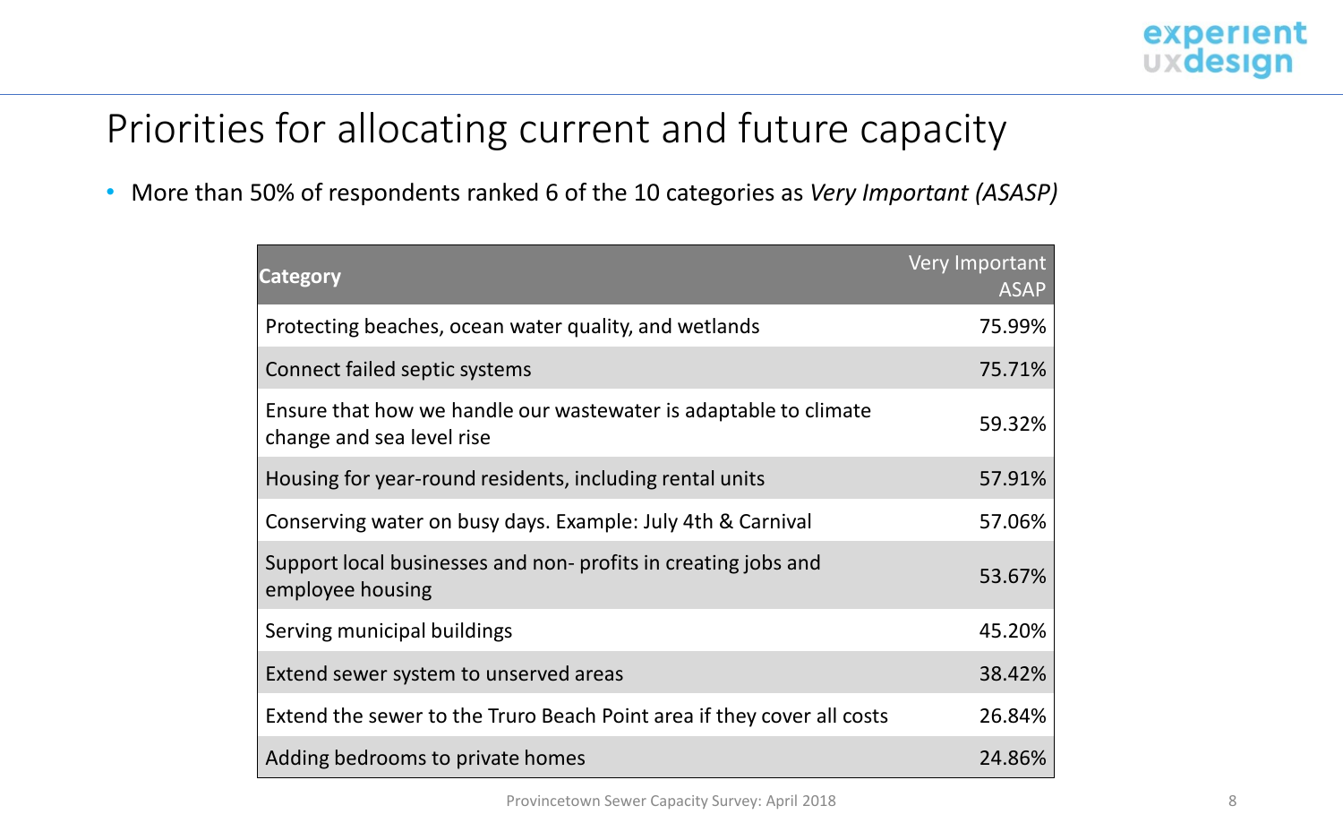# Priorities for allocating current and future capacity

- More than 50% of respondents ranked 6 of the 10 categories as *Very Important (ASASP)*

| Category | Very Important ASAP |
|---|---|
| Protecting beaches, ocean water quality, and wetlands | 75.99% |
| Connect failed septic systems | 75.71% |
| Ensure that how we handle our wastewater is adaptable to climate change and sea level rise | 59.32% |
| Housing for year-round residents, including rental units | 57.91% |
| Conserving water on busy days. Example: July 4th & Carnival | 57.06% |
| Support local businesses and non- profits in creating jobs and employee housing | 53.67% |
| Serving municipal buildings | 45.20% |
| Extend sewer system to unserved areas | 38.42% |
| Extend the sewer to the Truro Beach Point area if they cover all costs | 26.84% |
| Adding bedrooms to private homes | 24.86% |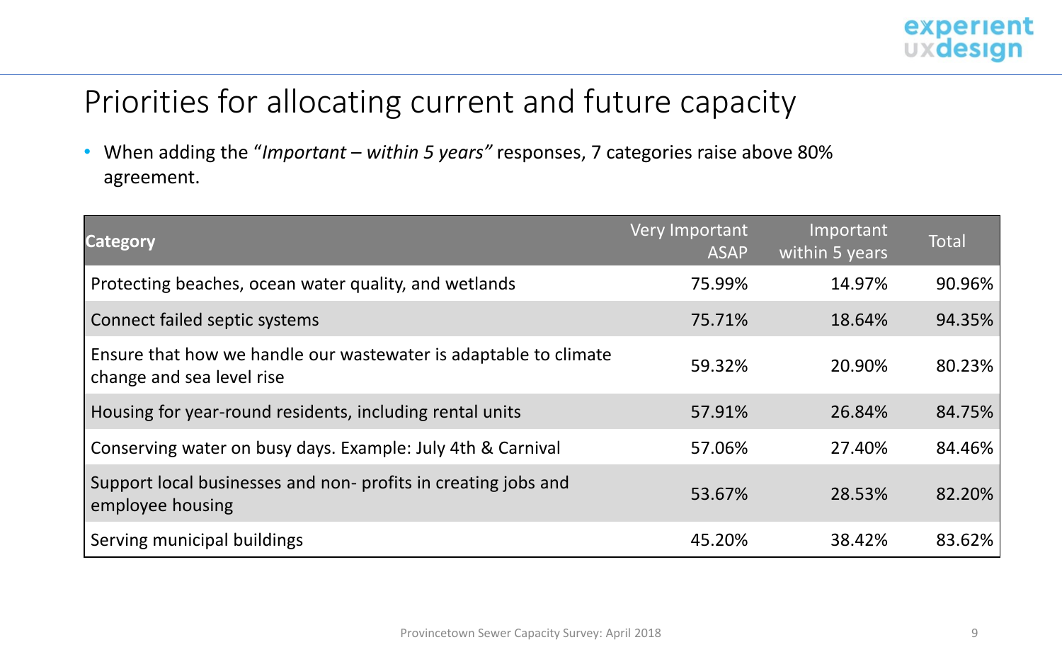# Priorities for allocating current and future capacity

- When adding the "*Important – within 5 years"* responses, 7 categories raise above 80% agreement.

| Category | Very Important ASAP | Important within 5 years | Total |
|---|---|---|---|
| Protecting beaches, ocean water quality, and wetlands | 75.99% | 14.97% | 90.96% |
| Connect failed septic systems | 75.71% | 18.64% | 94.35% |
| Ensure that how we handle our wastewater is adaptable to climate change and sea level rise | 59.32% | 20.90% | 80.23% |
| Housing for year-round residents, including rental units | 57.91% | 26.84% | 84.75% |
| Conserving water on busy days. Example: July 4th & Carnival | 57.06% | 27.40% | 84.46% |
| Support local businesses and non- profits in creating jobs and employee housing | 53.67% | 28.53% | 82.20% |
| Serving municipal buildings | 45.20% | 38.42% | 83.62% |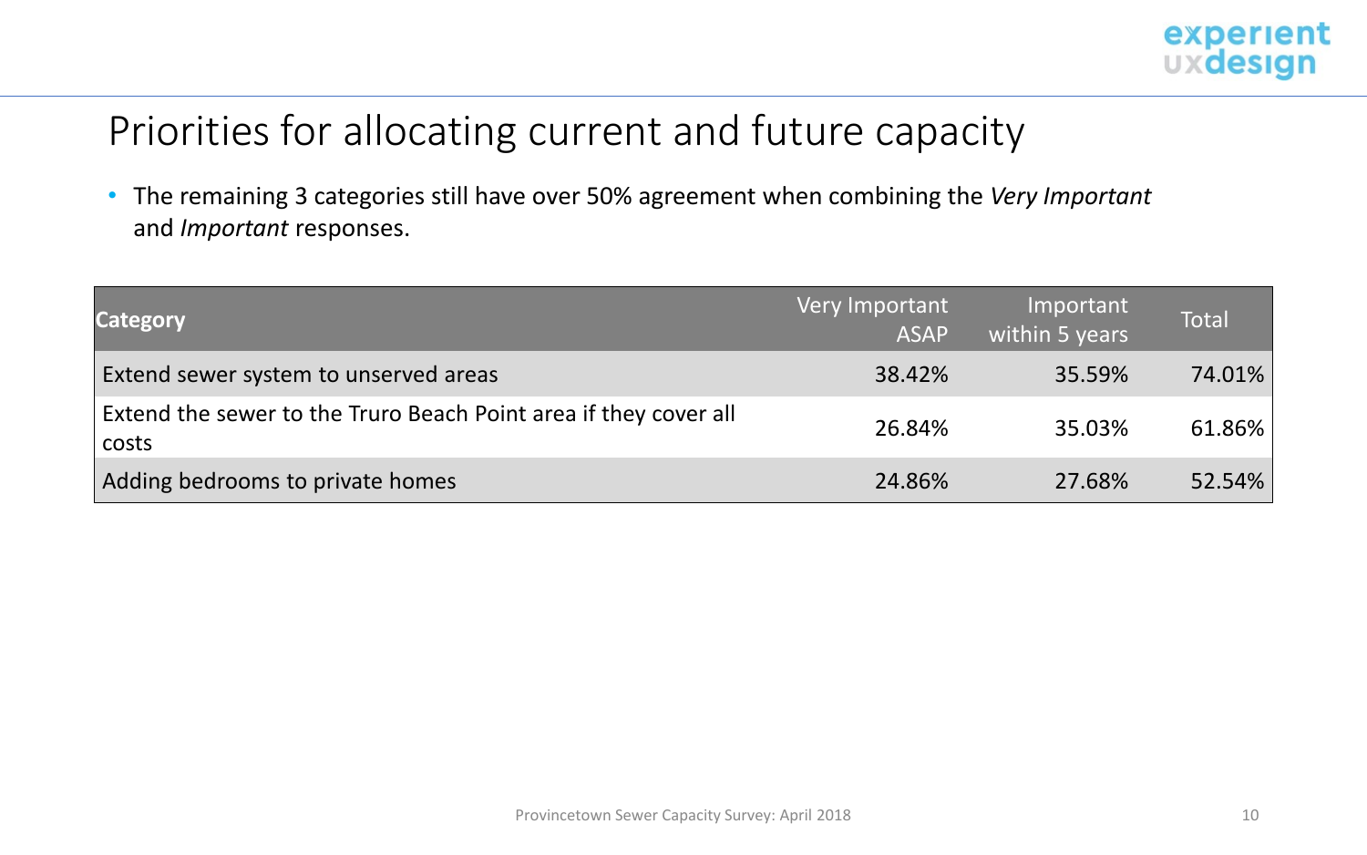# Priorities for allocating current and future capacity

- The remaining 3 categories still have over 50% agreement when combining the *Very Important* and *Important* responses.

| Category | Very Important ASAP | Important within 5 years | Total |
|---|---|---|---|
| Extend sewer system to unserved areas | 38.42% | 35.59% | 74.01% |
| Extend the sewer to the Truro Beach Point area if they cover all costs | 26.84% | 35.03% | 61.86% |
| Adding bedrooms to private homes | 24.86% | 27.68% | 52.54% |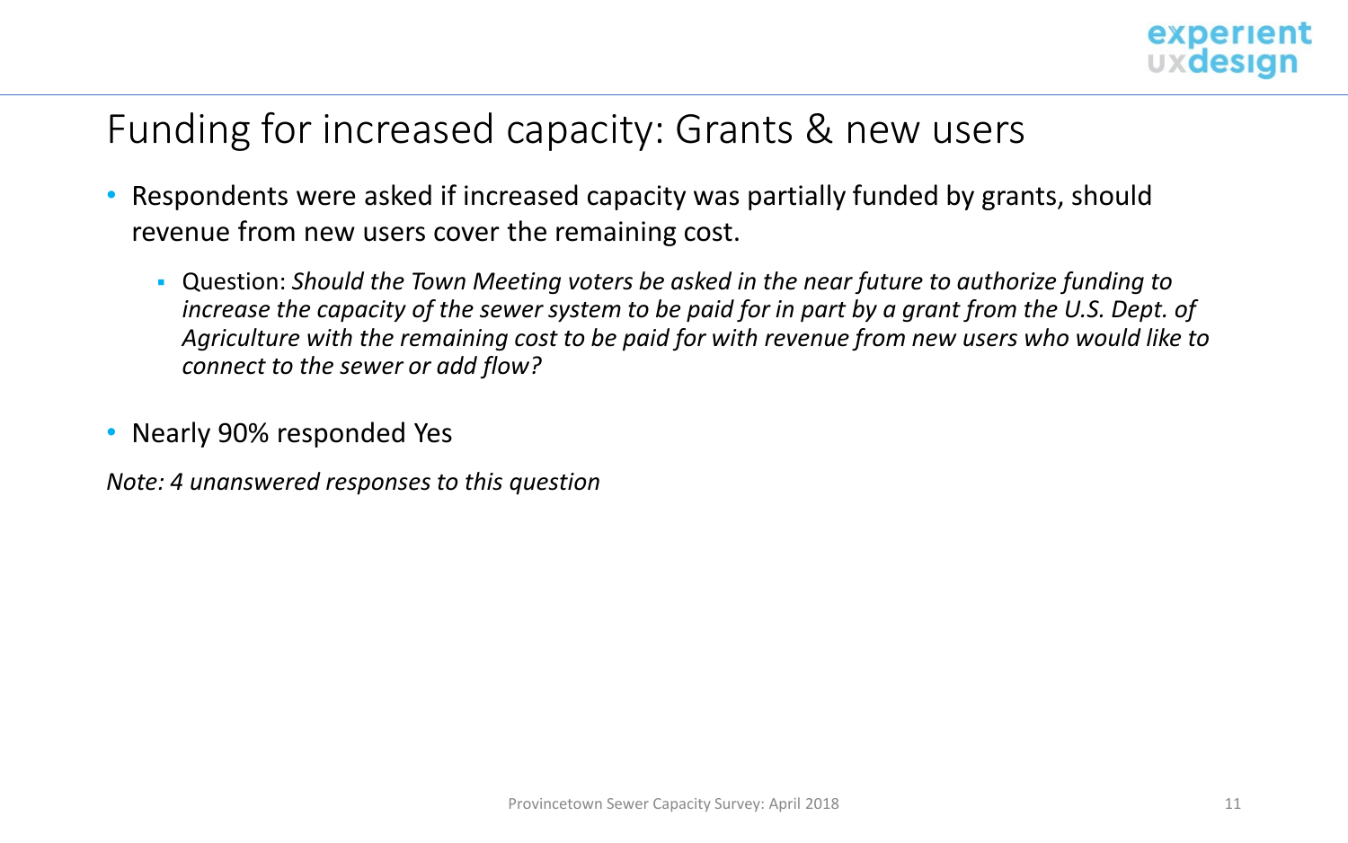# Funding for increased capacity: Grants & new users

- Respondents were asked if increased capacity was partially funded by grants, should revenue from new users cover the remaining cost.
  - Question: *Should the Town Meeting voters be asked in the near future to authorize funding to increase the capacity of the sewer system to be paid for in part by a grant from the U.S. Dept. of Agriculture with the remaining cost to be paid for with revenue from new users who would like to connect to the sewer or add flow?*
- Nearly 90% responded Yes

*Note: 4 unanswered responses to this question*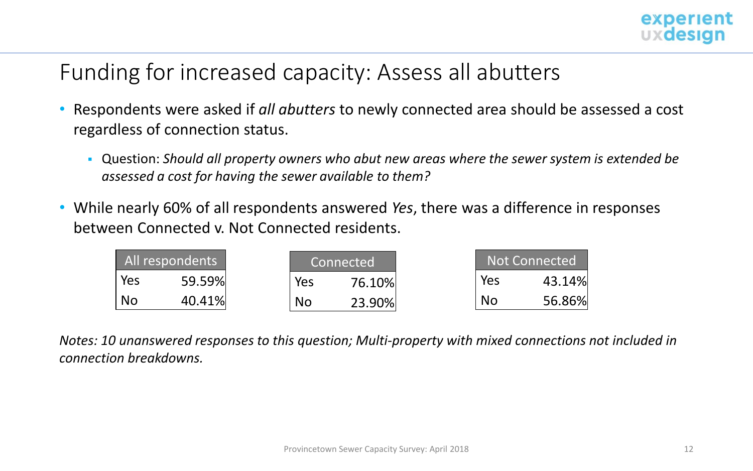# Funding for increased capacity: Assess all abutters

- Respondents were asked if *all abutters* to newly connected area should be assessed a cost regardless of connection status.
  - Question: *Should all property owners who abut new areas where the sewer system is extended be assessed a cost for having the sewer available to them?*
- While nearly 60% of all respondents answered *Yes*, there was a difference in responses between Connected v. Not Connected residents.

| All respondents | |
|---|---|
| Yes | 59.59% |
| No | 40.41% |

| Connected | |
|---|---|
| Yes | 76.10% |
| No | 23.90% |

| Not Connected | |
|---|---|
| Yes | 43.14% |
| No | 56.86% |

*Notes: 10 unanswered responses to this question; Multi-property with mixed connections not included in connection breakdowns.*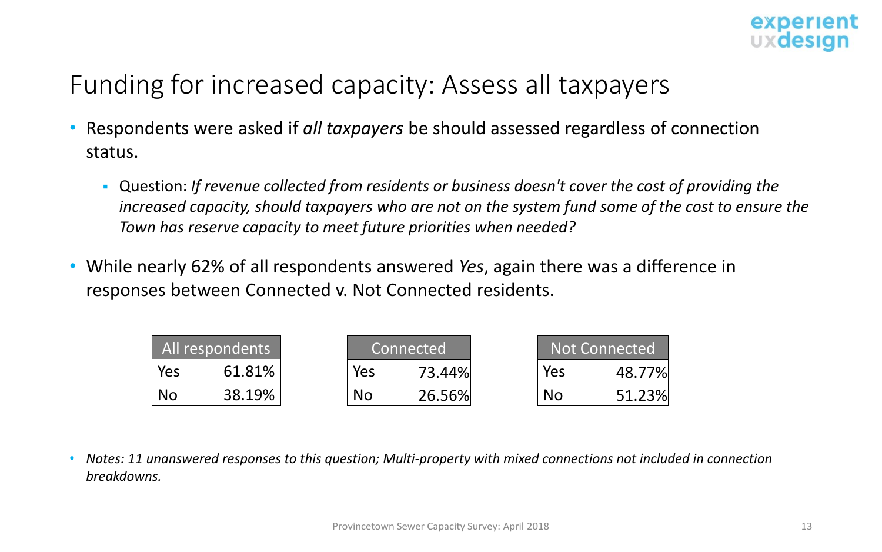# Funding for increased capacity: Assess all taxpayers

- Respondents were asked if *all taxpayers* be should assessed regardless of connection status.
  - Question: *If revenue collected from residents or business doesn't cover the cost of providing the increased capacity, should taxpayers who are not on the system fund some of the cost to ensure the Town has reserve capacity to meet future priorities when needed?*
- While nearly 62% of all respondents answered *Yes*, again there was a difference in responses between Connected v. Not Connected residents.

| All respondents | |
|---|---|
| Yes | 61.81% |
| No | 38.19% |

| Connected | |
|---|---|
| Yes | 73.44% |
| No | 26.56% |

| Not Connected | |
|---|---|
| Yes | 48.77% |
| No | 51.23% |

- *Notes: 11 unanswered responses to this question; Multi-property with mixed connections not included in connection breakdowns.*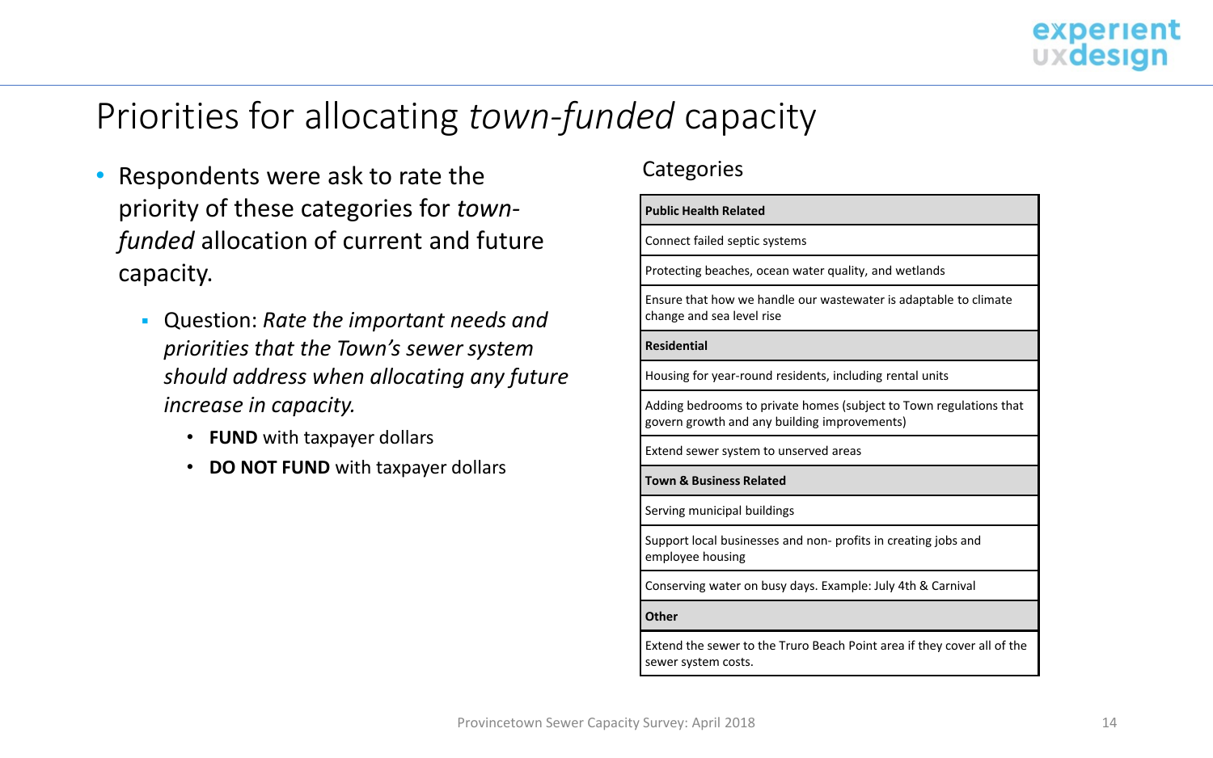# Priorities for allocating *town-funded* capacity

- Respondents were ask to rate the priority of these categories for *town-funded* allocation of current and future capacity.
  - Question: *Rate the important needs and priorities that the Town's sewer system should address when allocating any future increase in capacity.*
    - **FUND** with taxpayer dollars
    - **DO NOT FUND** with taxpayer dollars

Categories

| **Public Health Related** |
|---|
| Connect failed septic systems |
| Protecting beaches, ocean water quality, and wetlands |
| Ensure that how we handle our wastewater is adaptable to climate change and sea level rise |
| **Residential** |
| Housing for year-round residents, including rental units |
| Adding bedrooms to private homes (subject to Town regulations that govern growth and any building improvements) |
| Extend sewer system to unserved areas |
| **Town & Business Related** |
| Serving municipal buildings |
| Support local businesses and non- profits in creating jobs and employee housing |
| Conserving water on busy days. Example: July 4th & Carnival |
| **Other** |
| Extend the sewer to the Truro Beach Point area if they cover all of the sewer system costs. |

Provincetown Sewer Capacity Survey: April 2018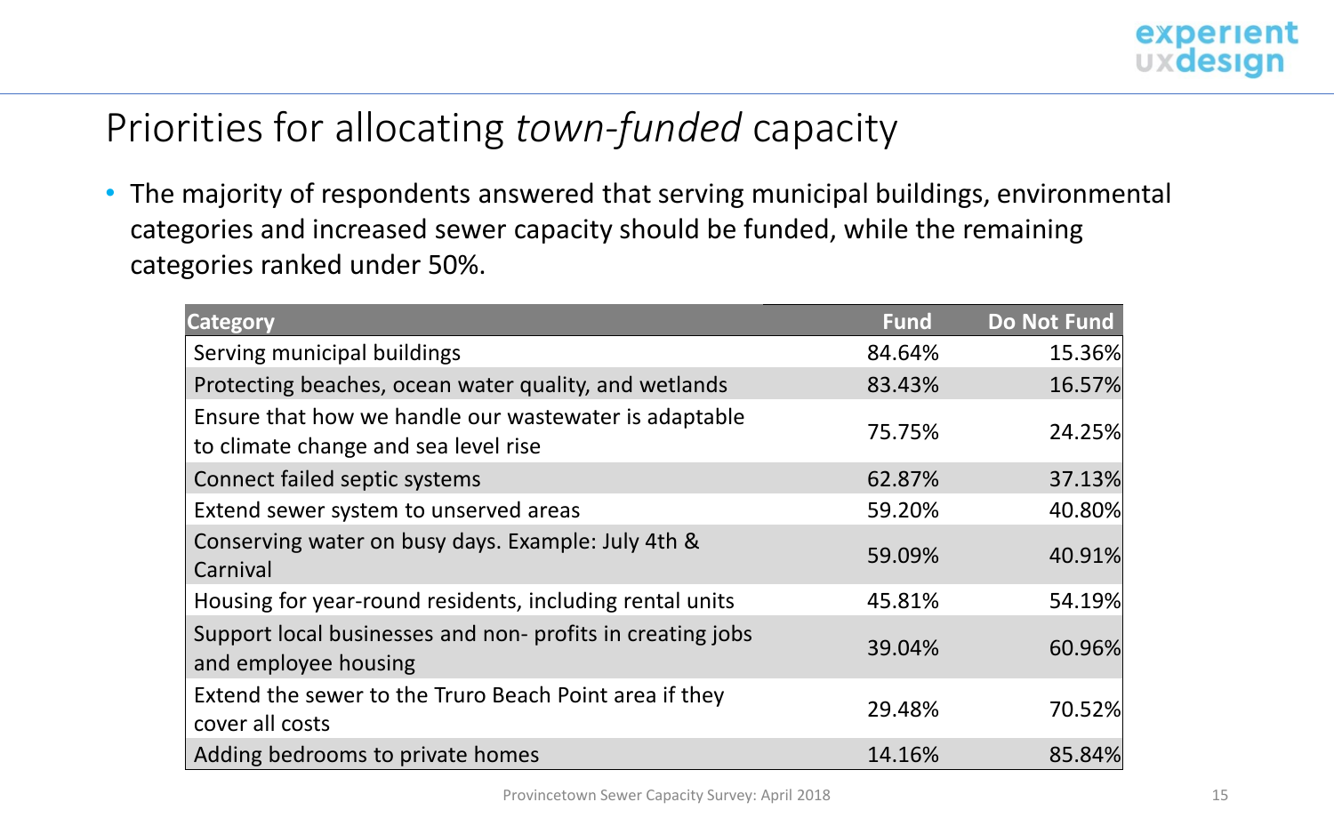# Priorities for allocating *town-funded* capacity

- The majority of respondents answered that serving municipal buildings, environmental categories and increased sewer capacity should be funded, while the remaining categories ranked under 50%.

| Category | Fund | Do Not Fund |
|---|---|---|
| Serving municipal buildings | 84.64% | 15.36% |
| Protecting beaches, ocean water quality, and wetlands | 83.43% | 16.57% |
| Ensure that how we handle our wastewater is adaptable to climate change and sea level rise | 75.75% | 24.25% |
| Connect failed septic systems | 62.87% | 37.13% |
| Extend sewer system to unserved areas | 59.20% | 40.80% |
| Conserving water on busy days. Example: July 4th & Carnival | 59.09% | 40.91% |
| Housing for year-round residents, including rental units | 45.81% | 54.19% |
| Support local businesses and non- profits in creating jobs and employee housing | 39.04% | 60.96% |
| Extend the sewer to the Truro Beach Point area if they cover all costs | 29.48% | 70.52% |
| Adding bedrooms to private homes | 14.16% | 85.84% |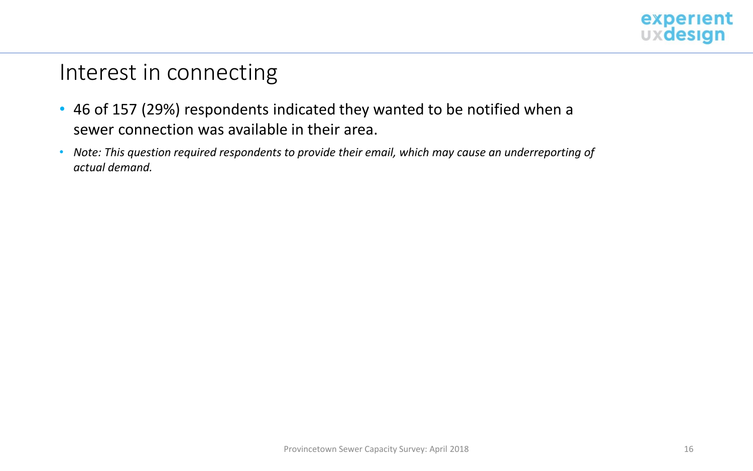# Interest in connecting

- 46 of 157 (29%) respondents indicated they wanted to be notified when a sewer connection was available in their area.
- *Note: This question required respondents to provide their email, which may cause an underreporting of actual demand.*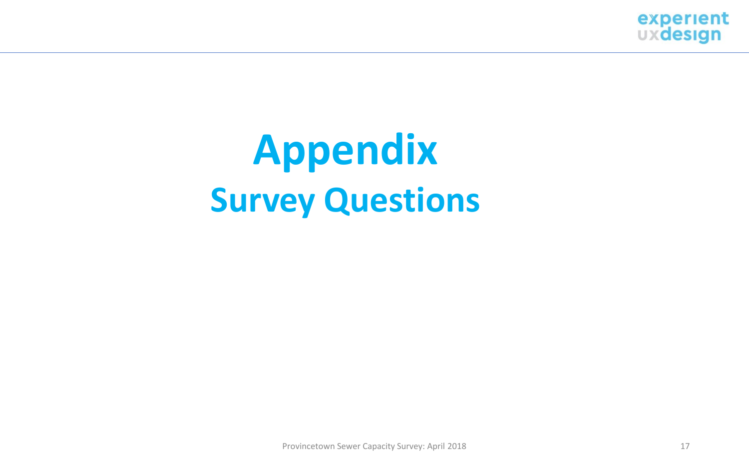# Appendix

## Survey Questions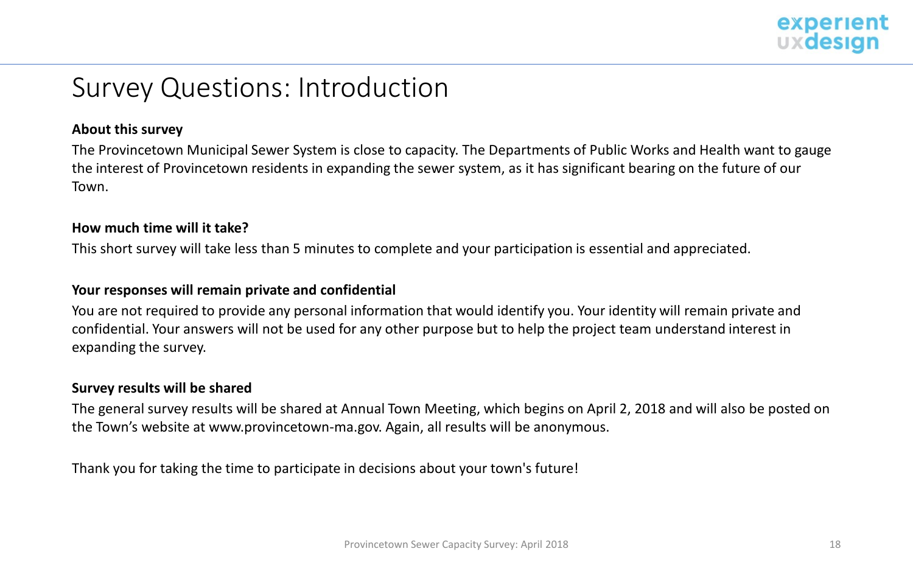# Survey Questions: Introduction

**About this survey**

The Provincetown Municipal Sewer System is close to capacity. The Departments of Public Works and Health want to gauge the interest of Provincetown residents in expanding the sewer system, as it has significant bearing on the future of our Town.

**How much time will it take?**

This short survey will take less than 5 minutes to complete and your participation is essential and appreciated.

**Your responses will remain private and confidential**

You are not required to provide any personal information that would identify you. Your identity will remain private and confidential. Your answers will not be used for any other purpose but to help the project team understand interest in expanding the survey.

**Survey results will be shared**

The general survey results will be shared at Annual Town Meeting, which begins on April 2, 2018 and will also be posted on the Town's website at www.provincetown-ma.gov. Again, all results will be anonymous.

Thank you for taking the time to participate in decisions about your town's future!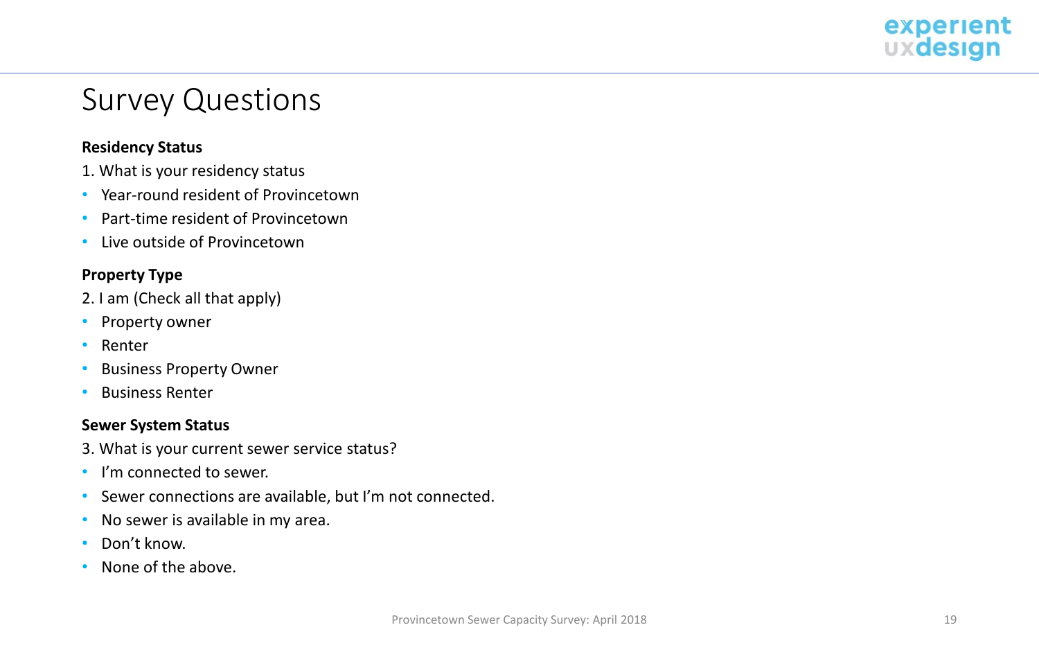# Survey Questions

**Residency Status**

1. What is your residency status

- Year-round resident of Provincetown
- Part-time resident of Provincetown
- Live outside of Provincetown

**Property Type**

2. I am (Check all that apply)

- Property owner
- Renter
- Business Property Owner
- Business Renter

**Sewer System Status**

3. What is your current sewer service status?

- I'm connected to sewer.
- Sewer connections are available, but I'm not connected.
- No sewer is available in my area.
- Don't know.
- None of the above.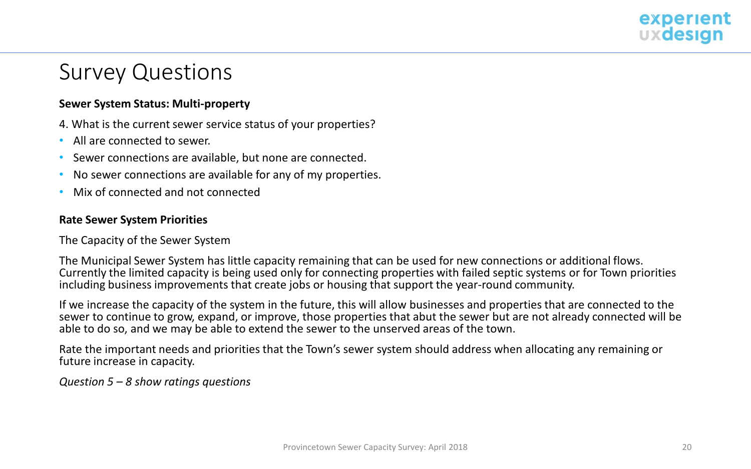# Survey Questions

**Sewer System Status: Multi-property**

4. What is the current sewer service status of your properties?

- All are connected to sewer.
- Sewer connections are available, but none are connected.
- No sewer connections are available for any of my properties.
- Mix of connected and not connected

**Rate Sewer System Priorities**

The Capacity of the Sewer System

The Municipal Sewer System has little capacity remaining that can be used for new connections or additional flows. Currently the limited capacity is being used only for connecting properties with failed septic systems or for Town priorities including business improvements that create jobs or housing that support the year-round community.

If we increase the capacity of the system in the future, this will allow businesses and properties that are connected to the sewer to continue to grow, expand, or improve, those properties that abut the sewer but are not already connected will be able to do so, and we may be able to extend the sewer to the unserved areas of the town.

Rate the important needs and priorities that the Town's sewer system should address when allocating any remaining or future increase in capacity.

*Question 5 – 8 show ratings questions*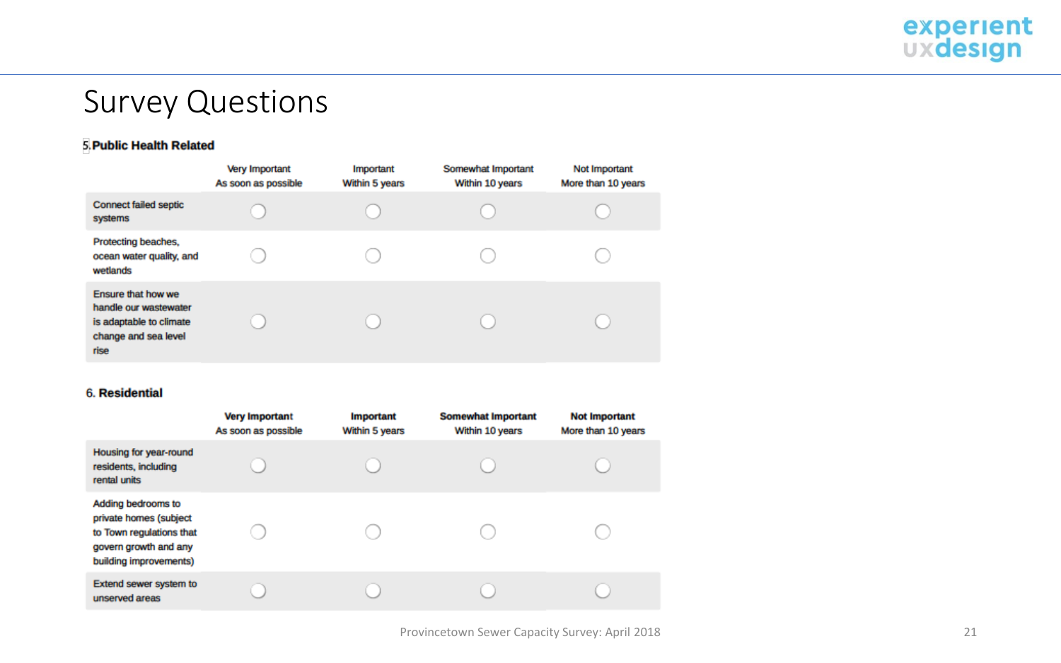# Survey Questions

### 5. Public Health Related

| | Very Important<br>As soon as possible | Important<br>Within 5 years | Somewhat Important<br>Within 10 years | Not Important<br>More than 10 years |
|---|---|---|---|---|
| Connect failed septic systems | ○ | ○ | ○ | ○ |
| Protecting beaches, ocean water quality, and wetlands | ○ | ○ | ○ | ○ |
| Ensure that how we handle our wastewater is adaptable to climate change and sea level rise | ○ | ○ | ○ | ○ |

### 6. Residential

| | **Very Important**<br>As soon as possible | **Important**<br>Within 5 years | **Somewhat Important**<br>Within 10 years | **Not Important**<br>More than 10 years |
|---|---|---|---|---|
| Housing for year-round residents, including rental units | ○ | ○ | ○ | ○ |
| Adding bedrooms to private homes (subject to Town regulations that govern growth and any building improvements) | ○ | ○ | ○ | ○ |
| Extend sewer system to unserved areas | ○ | ○ | ○ | ○ |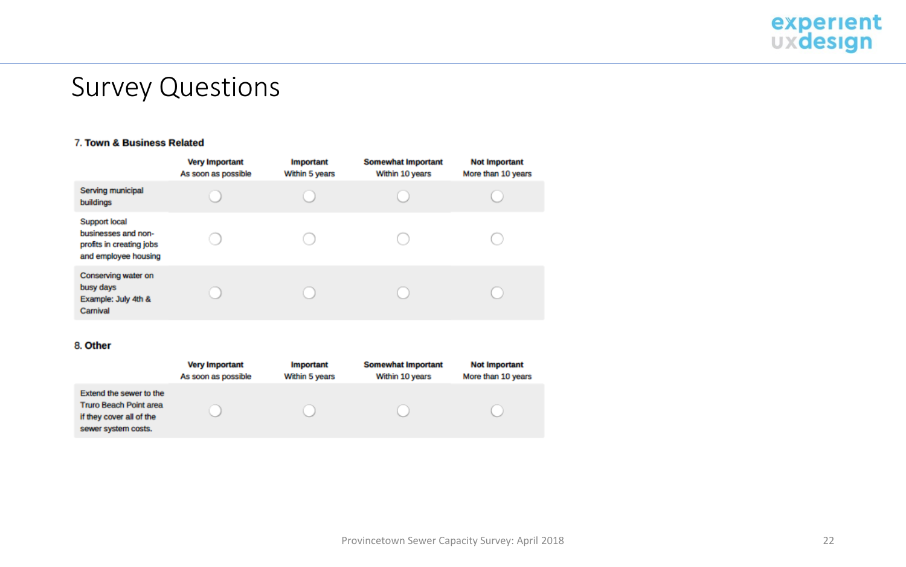# Survey Questions

### 7. Town & Business Related

| | Very Important<br>As soon as possible | Important<br>Within 5 years | Somewhat Important<br>Within 10 years | Not Important<br>More than 10 years |
|---|---|---|---|---|
| Serving municipal buildings | ◯ | ◯ | ◯ | ◯ |
| Support local businesses and non-profits in creating jobs and employee housing | ◯ | ◯ | ◯ | ◯ |
| Conserving water on busy days Example: July 4th & Carnival | ◯ | ◯ | ◯ | ◯ |

### 8. Other

| | Very Important<br>As soon as possible | Important<br>Within 5 years | Somewhat Important<br>Within 10 years | Not Important<br>More than 10 years |
|---|---|---|---|---|
| Extend the sewer to the Truro Beach Point area if they cover all of the sewer system costs. | ◯ | ◯ | ◯ | ◯ |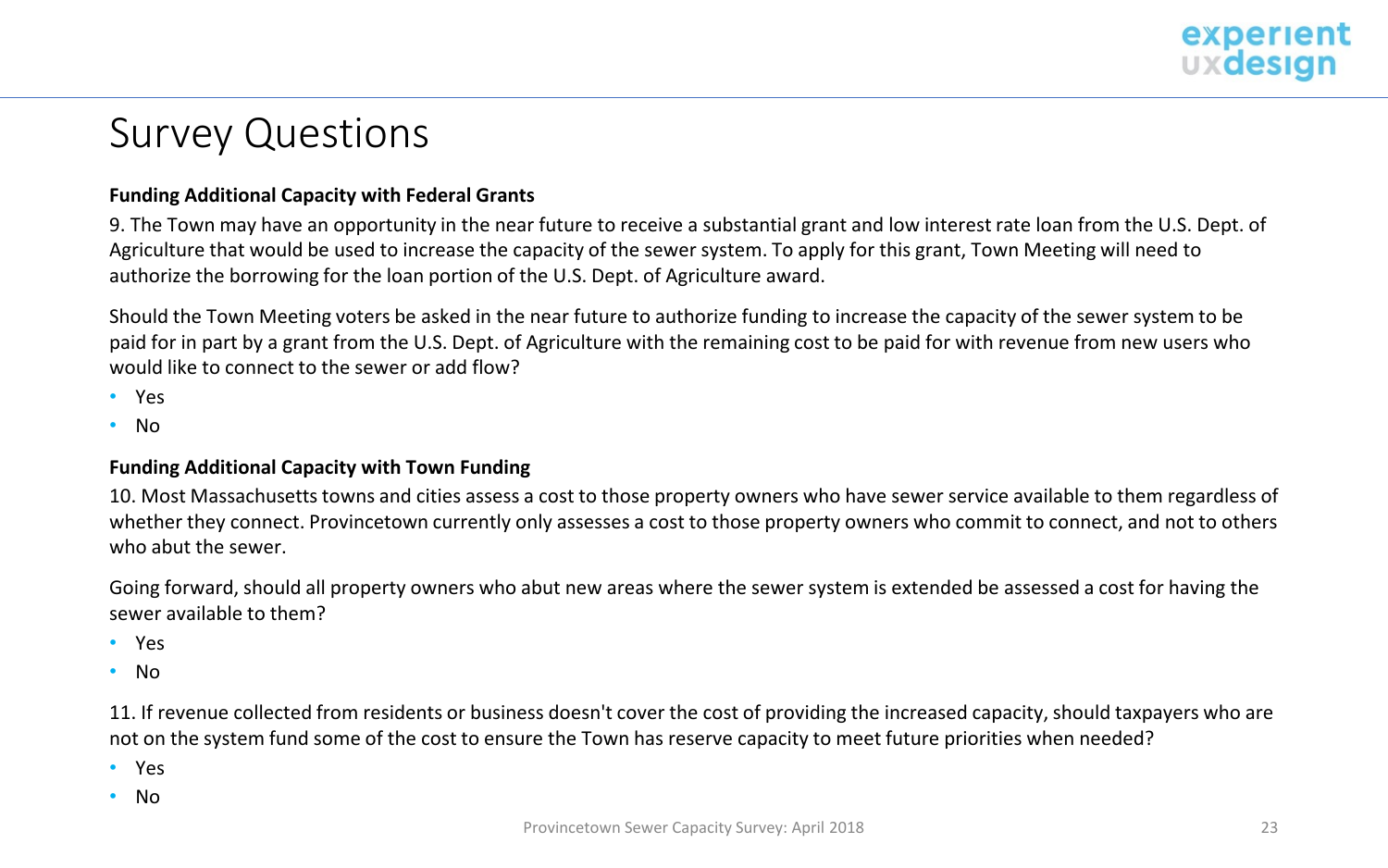# Survey Questions

**Funding Additional Capacity with Federal Grants**

9. The Town may have an opportunity in the near future to receive a substantial grant and low interest rate loan from the U.S. Dept. of Agriculture that would be used to increase the capacity of the sewer system. To apply for this grant, Town Meeting will need to authorize the borrowing for the loan portion of the U.S. Dept. of Agriculture award.

Should the Town Meeting voters be asked in the near future to authorize funding to increase the capacity of the sewer system to be paid for in part by a grant from the U.S. Dept. of Agriculture with the remaining cost to be paid for with revenue from new users who would like to connect to the sewer or add flow?

- Yes
- No

**Funding Additional Capacity with Town Funding**

10. Most Massachusetts towns and cities assess a cost to those property owners who have sewer service available to them regardless of whether they connect. Provincetown currently only assesses a cost to those property owners who commit to connect, and not to others who abut the sewer.

Going forward, should all property owners who abut new areas where the sewer system is extended be assessed a cost for having the sewer available to them?

- Yes
- No

11. If revenue collected from residents or business doesn't cover the cost of providing the increased capacity, should taxpayers who are not on the system fund some of the cost to ensure the Town has reserve capacity to meet future priorities when needed?

- Yes
- No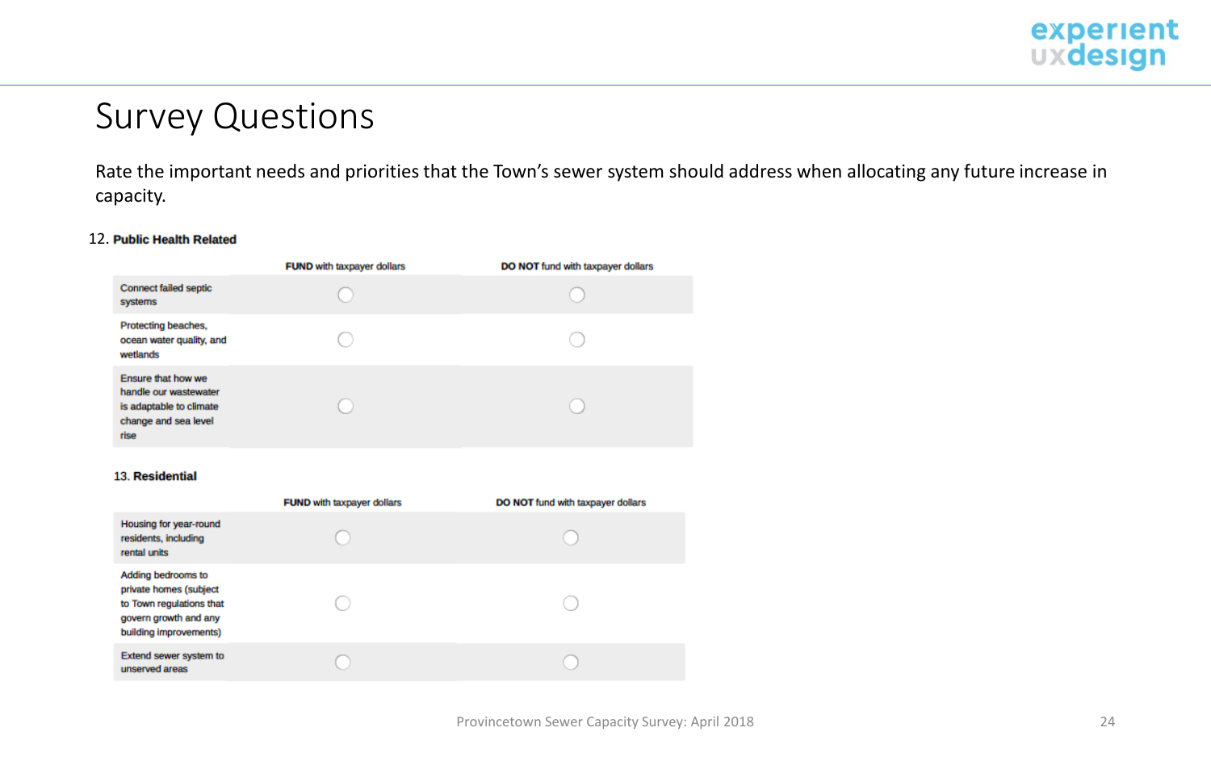# Survey Questions

Rate the important needs and priorities that the Town's sewer system should address when allocating any future increase in capacity.

12. **Public Health Related**

| | **FUND** with taxpayer dollars | **DO NOT** fund with taxpayer dollars |
|---|---|---|
| Connect failed septic systems | ○ | ○ |
| Protecting beaches, ocean water quality, and wetlands | ○ | ○ |
| Ensure that how we handle our wastewater is adaptable to climate change and sea level rise | ○ | ○ |

13. **Residential**

| | **FUND** with taxpayer dollars | **DO NOT** fund with taxpayer dollars |
|---|---|---|
| Housing for year-round residents, including rental units | ○ | ○ |
| Adding bedrooms to private homes (subject to Town regulations that govern growth and any building improvements) | ○ | ○ |
| Extend sewer system to unserved areas | ○ | ○ |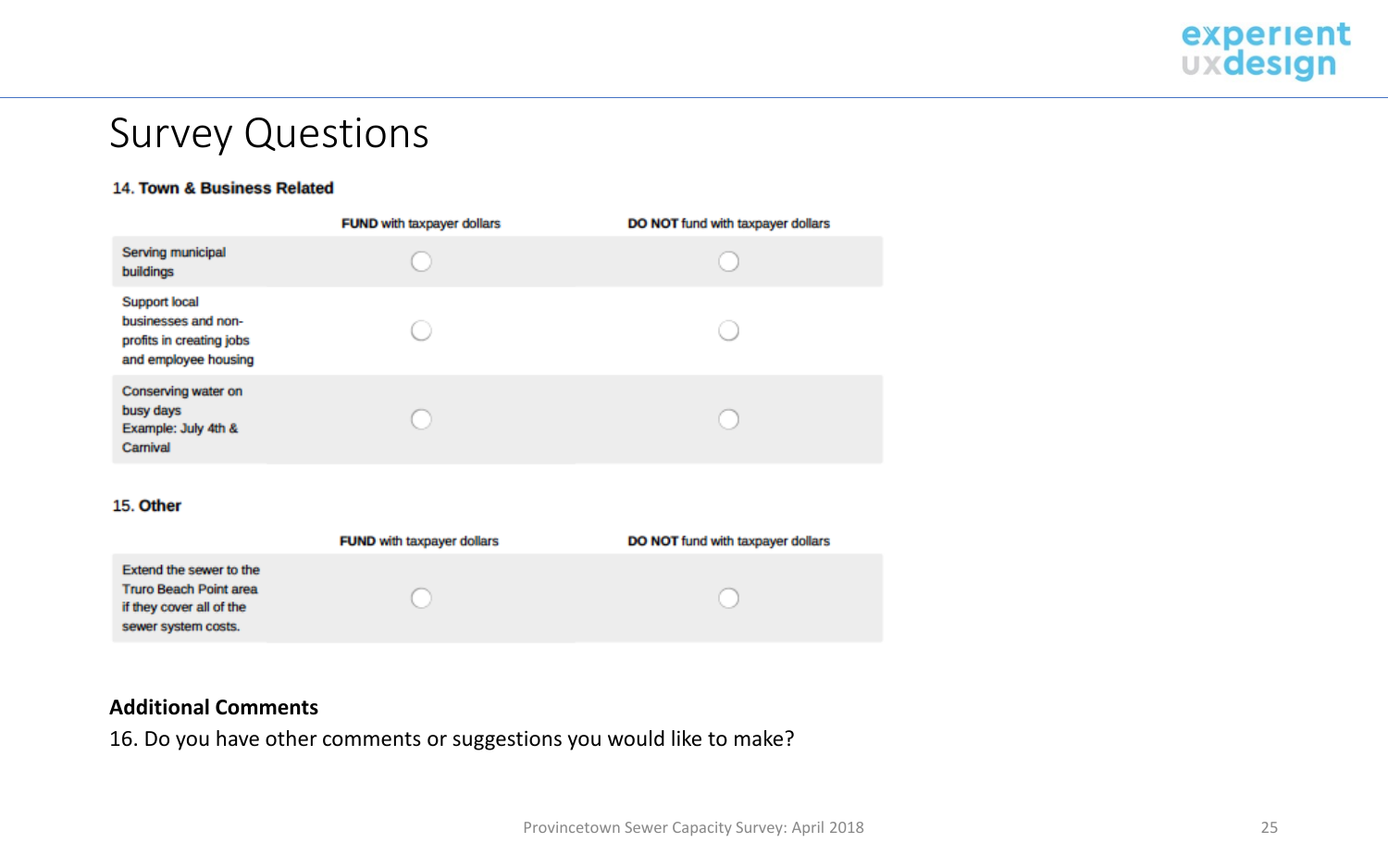# Survey Questions

**14. Town & Business Related**

| | **FUND** with taxpayer dollars | **DO NOT** fund with taxpayer dollars |
|---|---|---|
| Serving municipal buildings | ◯ | ◯ |
| Support local businesses and non-profits in creating jobs and employee housing | ◯ | ◯ |
| Conserving water on busy days Example: July 4th & Carnival | ◯ | ◯ |

**15. Other**

| | **FUND** with taxpayer dollars | **DO NOT** fund with taxpayer dollars |
|---|---|---|
| Extend the sewer to the Truro Beach Point area if they cover all of the sewer system costs. | ◯ | ◯ |

**Additional Comments**

16. Do you have other comments or suggestions you would like to make?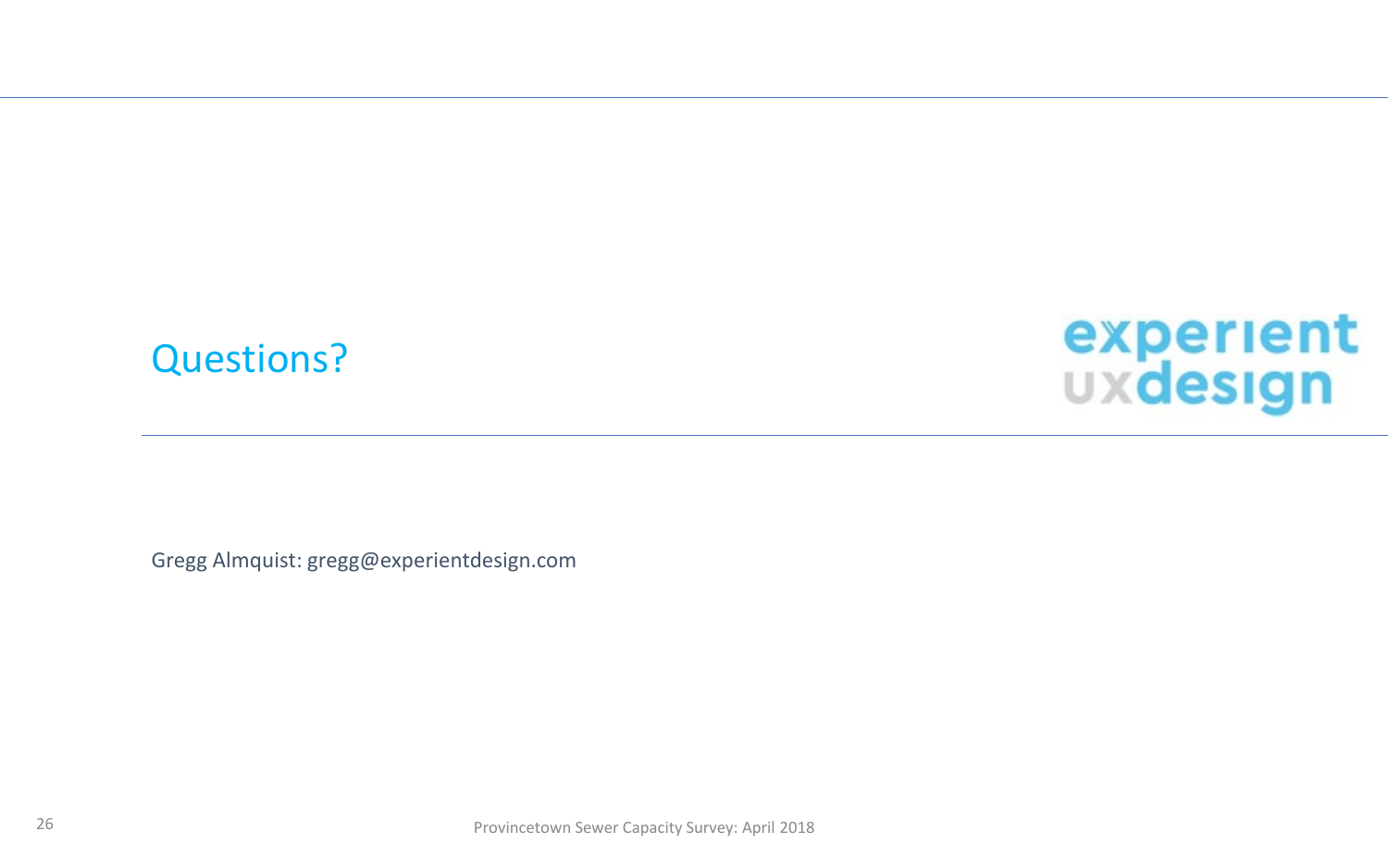# Questions?

experient uxdesign

Gregg Almquist: gregg@experientdesign.com